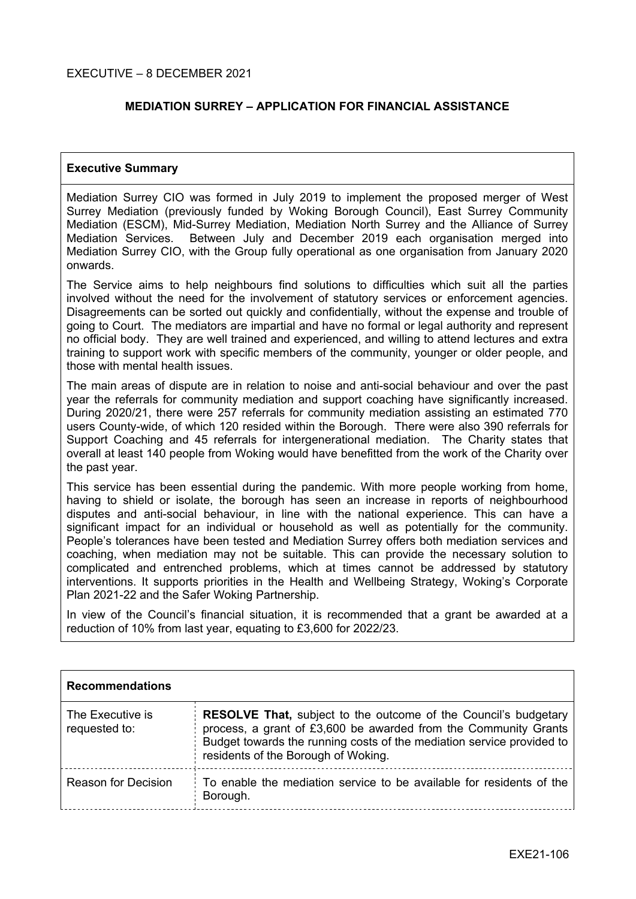EXECUTIVE – 8 DECEMBER 2021

# MEDIATION SURREY – APPLICATION FOR FINANCIAL ASSISTANCE

## Executive Summary

Mediation Surrey CIO was formed in July 2019 to implement the proposed merger of West Surrey Mediation (previously funded by Woking Borough Council), East Surrey Community Mediation (ESCM), Mid-Surrey Mediation, Mediation North Surrey and the Alliance of Surrey Mediation Services. Between July and December 2019 each organisation merged into Mediation Surrey CIO, with the Group fully operational as one organisation from January 2020 onwards.

The Service aims to help neighbours find solutions to difficulties which suit all the parties involved without the need for the involvement of statutory services or enforcement agencies. Disagreements can be sorted out quickly and confidentially, without the expense and trouble of going to Court. The mediators are impartial and have no formal or legal authority and represent no official body. They are well trained and experienced, and willing to attend lectures and extra training to support work with specific members of the community, younger or older people, and those with mental health issues.

The main areas of dispute are in relation to noise and anti-social behaviour and over the past year the referrals for community mediation and support coaching have significantly increased. During 2020/21, there were 257 referrals for community mediation assisting an estimated 770 users County-wide, of which 120 resided within the Borough. There were also 390 referrals for Support Coaching and 45 referrals for intergenerational mediation. The Charity states that overall at least 140 people from Woking would have benefitted from the work of the Charity over the past year.

This service has been essential during the pandemic. With more people working from home, having to shield or isolate, the borough has seen an increase in reports of neighbourhood disputes and anti-social behaviour, in line with the national experience. This can have a significant impact for an individual or household as well as potentially for the community. People's tolerances have been tested and Mediation Surrey offers both mediation services and coaching, when mediation may not be suitable. This can provide the necessary solution to complicated and entrenched problems, which at times cannot be addressed by statutory interventions. It supports priorities in the Health and Wellbeing Strategy, Woking's Corporate Plan 2021-22 and the Safer Woking Partnership.

In view of the Council's financial situation, it is recommended that a grant be awarded at a reduction of 10% from last year, equating to £3,600 for 2022/23.

## Recommendations

| | |
|---|---|
| The Executive is requested to: | **RESOLVE That,** subject to the outcome of the Council's budgetary process, a grant of £3,600 be awarded from the Community Grants Budget towards the running costs of the mediation service provided to residents of the Borough of Woking. |
| Reason for Decision | To enable the mediation service to be available for residents of the Borough. |

EXE21-106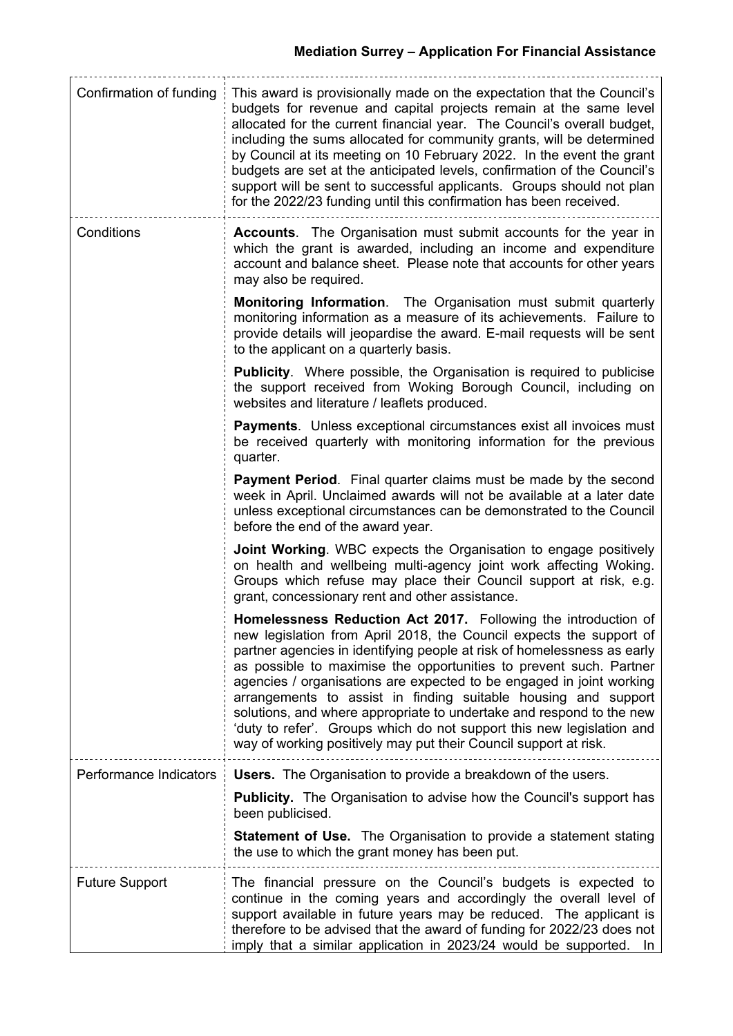| | |
|---|---|
| Confirmation of funding | This award is provisionally made on the expectation that the Council's budgets for revenue and capital projects remain at the same level allocated for the current financial year. The Council's overall budget, including the sums allocated for community grants, will be determined by Council at its meeting on 10 February 2022. In the event the grant budgets are set at the anticipated levels, confirmation of the Council's support will be sent to successful applicants. Groups should not plan for the 2022/23 funding until this confirmation has been received. |
| Conditions | **Accounts**. The Organisation must submit accounts for the year in which the grant is awarded, including an income and expenditure account and balance sheet. Please note that accounts for other years may also be required.<br><br>**Monitoring Information**. The Organisation must submit quarterly monitoring information as a measure of its achievements. Failure to provide details will jeopardise the award. E-mail requests will be sent to the applicant on a quarterly basis.<br><br>**Publicity**. Where possible, the Organisation is required to publicise the support received from Woking Borough Council, including on websites and literature / leaflets produced.<br><br>**Payments**. Unless exceptional circumstances exist all invoices must be received quarterly with monitoring information for the previous quarter.<br><br>**Payment Period**. Final quarter claims must be made by the second week in April. Unclaimed awards will not be available at a later date unless exceptional circumstances can be demonstrated to the Council before the end of the award year.<br><br>**Joint Working**. WBC expects the Organisation to engage positively on health and wellbeing multi-agency joint work affecting Woking. Groups which refuse may place their Council support at risk, e.g. grant, concessionary rent and other assistance.<br><br>**Homelessness Reduction Act 2017.** Following the introduction of new legislation from April 2018, the Council expects the support of partner agencies in identifying people at risk of homelessness as early as possible to maximise the opportunities to prevent such. Partner agencies / organisations are expected to be engaged in joint working arrangements to assist in finding suitable housing and support solutions, and where appropriate to undertake and respond to the new 'duty to refer'. Groups which do not support this new legislation and way of working positively may put their Council support at risk. |
| Performance Indicators | **Users.** The Organisation to provide a breakdown of the users.<br><br>**Publicity.** The Organisation to advise how the Council's support has been publicised.<br><br>**Statement of Use.** The Organisation to provide a statement stating the use to which the grant money has been put. |
| Future Support | The financial pressure on the Council's budgets is expected to continue in the coming years and accordingly the overall level of support available in future years may be reduced. The applicant is therefore to be advised that the award of funding for 2022/23 does not imply that a similar application in 2023/24 would be supported. In |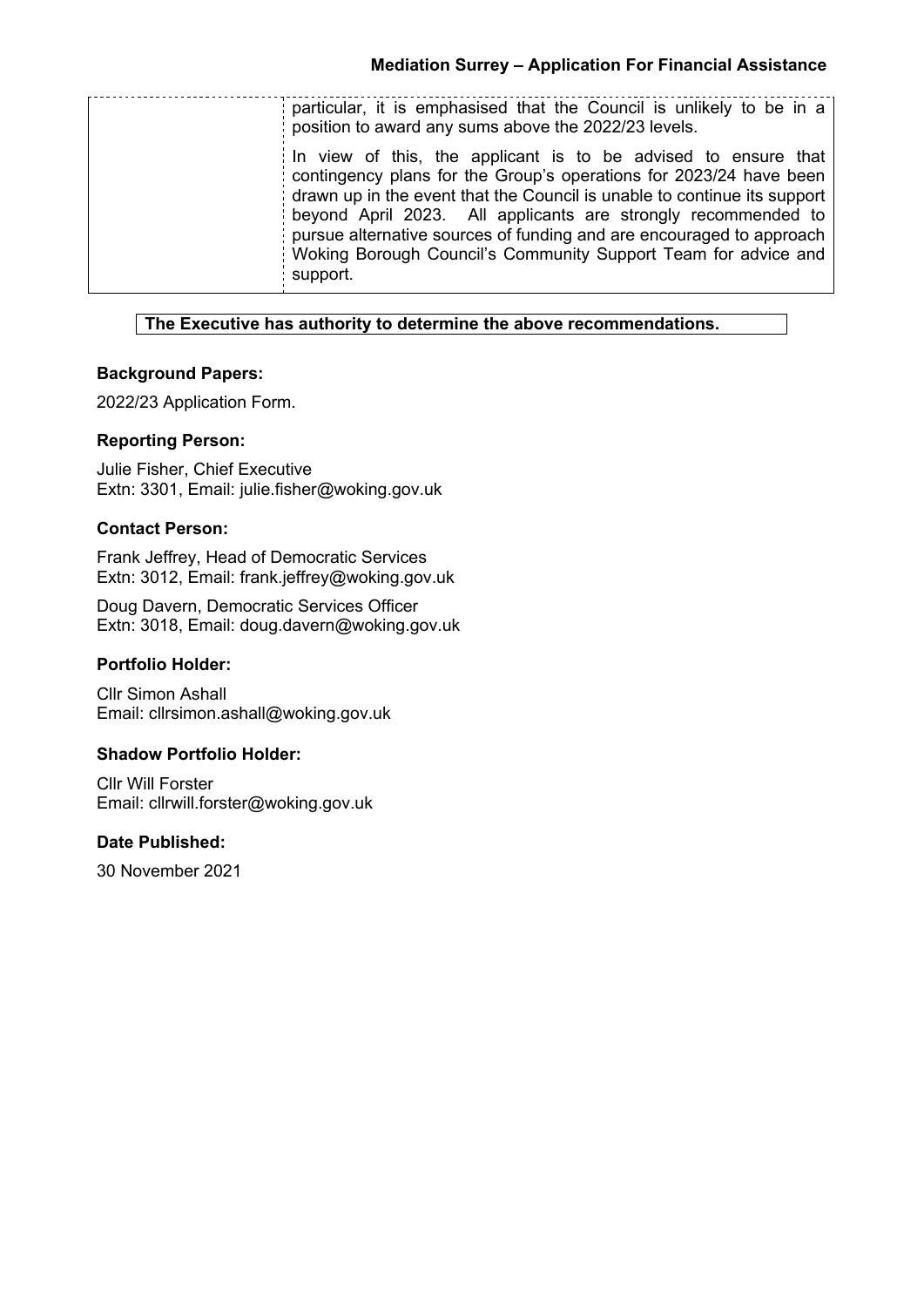| | particular, it is emphasised that the Council is unlikely to be in a position to award any sums above the 2022/23 levels.<br><br>In view of this, the applicant is to be advised to ensure that contingency plans for the Group's operations for 2023/24 have been drawn up in the event that the Council is unable to continue its support beyond April 2023. All applicants are strongly recommended to pursue alternative sources of funding and are encouraged to approach Woking Borough Council's Community Support Team for advice and support. |
|---|---|

**The Executive has authority to determine the above recommendations.**

### Background Papers:

2022/23 Application Form.

### Reporting Person:

Julie Fisher, Chief Executive
Extn: 3301, Email: julie.fisher@woking.gov.uk

### Contact Person:

Frank Jeffrey, Head of Democratic Services
Extn: 3012, Email: frank.jeffrey@woking.gov.uk

Doug Davern, Democratic Services Officer
Extn: 3018, Email: doug.davern@woking.gov.uk

### Portfolio Holder:

Cllr Simon Ashall
Email: cllrsimon.ashall@woking.gov.uk

### Shadow Portfolio Holder:

Cllr Will Forster
Email: cllrwill.forster@woking.gov.uk

### Date Published:

30 November 2021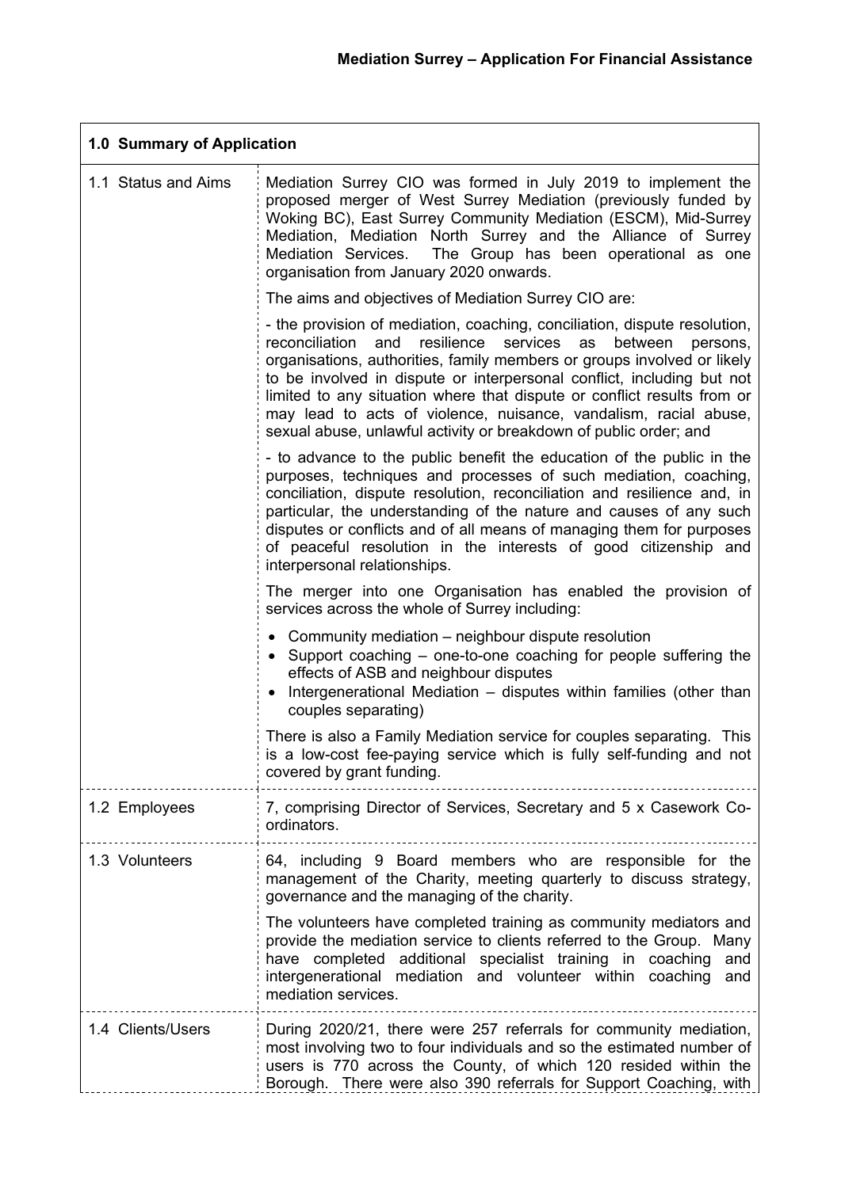| 1.0 Summary of Application | |
|---|---|
| 1.1 Status and Aims | Mediation Surrey CIO was formed in July 2019 to implement the proposed merger of West Surrey Mediation (previously funded by Woking BC), East Surrey Community Mediation (ESCM), Mid-Surrey Mediation, Mediation North Surrey and the Alliance of Surrey Mediation Services. The Group has been operational as one organisation from January 2020 onwards.<br><br>The aims and objectives of Mediation Surrey CIO are:<br><br>- the provision of mediation, coaching, conciliation, dispute resolution, reconciliation and resilience services as between persons, organisations, authorities, family members or groups involved or likely to be involved in dispute or interpersonal conflict, including but not limited to any situation where that dispute or conflict results from or may lead to acts of violence, nuisance, vandalism, racial abuse, sexual abuse, unlawful activity or breakdown of public order; and<br><br>- to advance to the public benefit the education of the public in the purposes, techniques and processes of such mediation, coaching, conciliation, dispute resolution, reconciliation and resilience and, in particular, the understanding of the nature and causes of any such disputes or conflicts and of all means of managing them for purposes of peaceful resolution in the interests of good citizenship and interpersonal relationships.<br><br>The merger into one Organisation has enabled the provision of services across the whole of Surrey including:<br><br>• Community mediation – neighbour dispute resolution<br>• Support coaching – one-to-one coaching for people suffering the effects of ASB and neighbour disputes<br>• Intergenerational Mediation – disputes within families (other than couples separating)<br><br>There is also a Family Mediation service for couples separating. This is a low-cost fee-paying service which is fully self-funding and not covered by grant funding. |
| 1.2 Employees | 7, comprising Director of Services, Secretary and 5 x Casework Co-ordinators. |
| 1.3 Volunteers | 64, including 9 Board members who are responsible for the management of the Charity, meeting quarterly to discuss strategy, governance and the managing of the charity.<br><br>The volunteers have completed training as community mediators and provide the mediation service to clients referred to the Group. Many have completed additional specialist training in coaching and intergenerational mediation and volunteer within coaching and mediation services. |
| 1.4 Clients/Users | During 2020/21, there were 257 referrals for community mediation, most involving two to four individuals and so the estimated number of users is 770 across the County, of which 120 resided within the Borough. There were also 390 referrals for Support Coaching, with |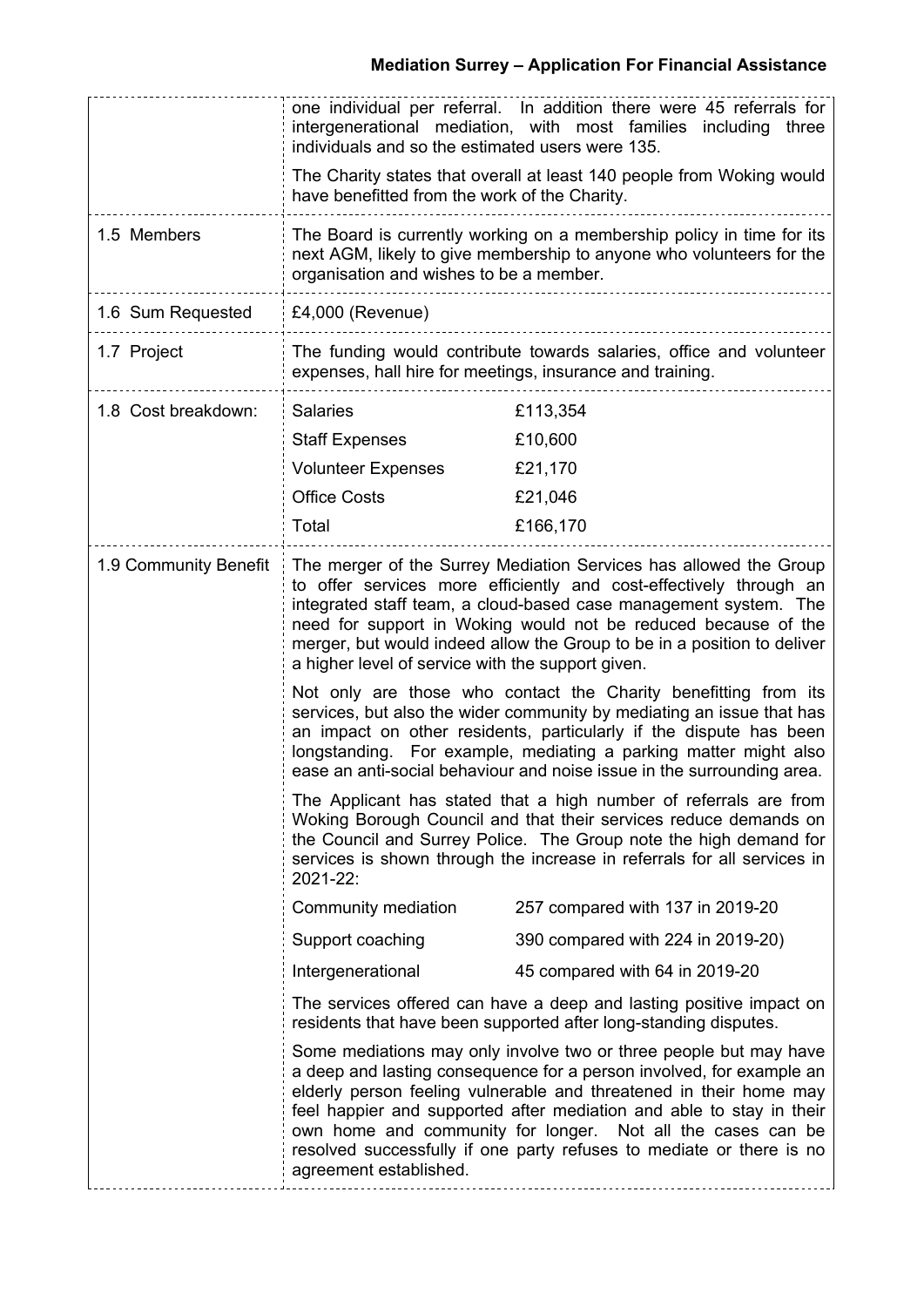| | |
|---|---|
| | one individual per referral. In addition there were 45 referrals for intergenerational mediation, with most families including three individuals and so the estimated users were 135.<br><br>The Charity states that overall at least 140 people from Woking would have benefitted from the work of the Charity. |
| 1.5 Members | The Board is currently working on a membership policy in time for its next AGM, likely to give membership to anyone who volunteers for the organisation and wishes to be a member. |
| 1.6 Sum Requested | £4,000 (Revenue) |
| 1.7 Project | The funding would contribute towards salaries, office and volunteer expenses, hall hire for meetings, insurance and training. |
| 1.8 Cost breakdown: | Salaries: £113,354<br>Staff Expenses: £10,600<br>Volunteer Expenses: £21,170<br>Office Costs: £21,046<br>Total: £166,170 |
| 1.9 Community Benefit | The merger of the Surrey Mediation Services has allowed the Group to offer services more efficiently and cost-effectively through an integrated staff team, a cloud-based case management system. The need for support in Woking would not be reduced because of the merger, but would indeed allow the Group to be in a position to deliver a higher level of service with the support given.<br><br>Not only are those who contact the Charity benefitting from its services, but also the wider community by mediating an issue that has an impact on other residents, particularly if the dispute has been longstanding. For example, mediating a parking matter might also ease an anti-social behaviour and noise issue in the surrounding area.<br><br>The Applicant has stated that a high number of referrals are from Woking Borough Council and that their services reduce demands on the Council and Surrey Police. The Group note the high demand for services is shown through the increase in referrals for all services in 2021-22:<br><br>Community mediation: 257 compared with 137 in 2019-20<br>Support coaching: 390 compared with 224 in 2019-20)<br>Intergenerational: 45 compared with 64 in 2019-20<br><br>The services offered can have a deep and lasting positive impact on residents that have been supported after long-standing disputes.<br><br>Some mediations may only involve two or three people but may have a deep and lasting consequence for a person involved, for example an elderly person feeling vulnerable and threatened in their home may feel happier and supported after mediation and able to stay in their own home and community for longer. Not all the cases can be resolved successfully if one party refuses to mediate or there is no agreement established. |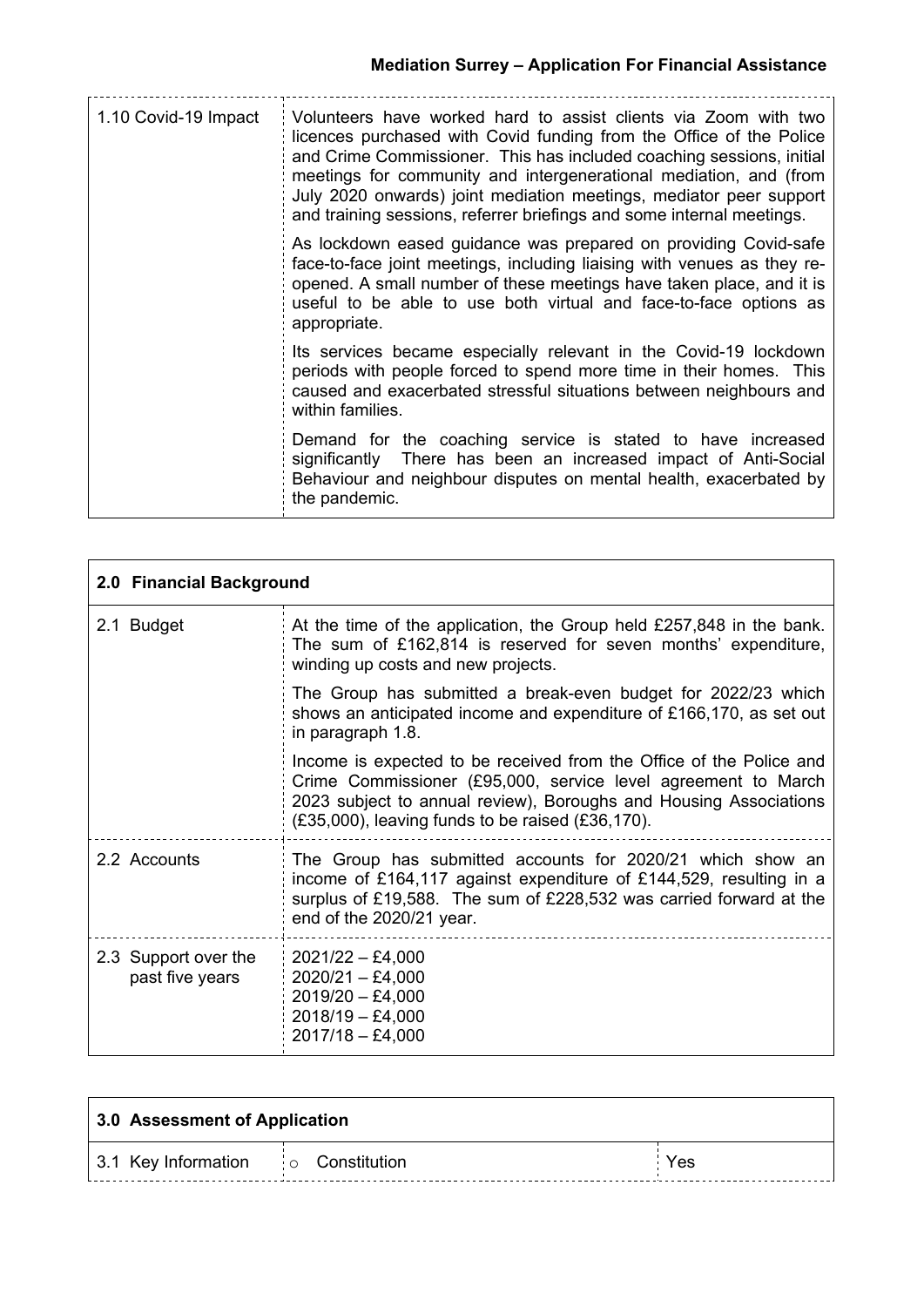| 1.10 Covid-19 Impact | Volunteers have worked hard to assist clients via Zoom with two licences purchased with Covid funding from the Office of the Police and Crime Commissioner. This has included coaching sessions, initial meetings for community and intergenerational mediation, and (from July 2020 onwards) joint mediation meetings, mediator peer support and training sessions, referrer briefings and some internal meetings.<br><br>As lockdown eased guidance was prepared on providing Covid-safe face-to-face joint meetings, including liaising with venues as they re-opened. A small number of these meetings have taken place, and it is useful to be able to use both virtual and face-to-face options as appropriate.<br><br>Its services became especially relevant in the Covid-19 lockdown periods with people forced to spend more time in their homes. This caused and exacerbated stressful situations between neighbours and within families.<br><br>Demand for the coaching service is stated to have increased significantly There has been an increased impact of Anti-Social Behaviour and neighbour disputes on mental health, exacerbated by the pandemic. |
|---|---|

| **2.0 Financial Background** | |
|---|---|
| 2.1 Budget | At the time of the application, the Group held £257,848 in the bank. The sum of £162,814 is reserved for seven months' expenditure, winding up costs and new projects.<br><br>The Group has submitted a break-even budget for 2022/23 which shows an anticipated income and expenditure of £166,170, as set out in paragraph 1.8.<br><br>Income is expected to be received from the Office of the Police and Crime Commissioner (£95,000, service level agreement to March 2023 subject to annual review), Boroughs and Housing Associations (£35,000), leaving funds to be raised (£36,170). |
| 2.2 Accounts | The Group has submitted accounts for 2020/21 which show an income of £164,117 against expenditure of £144,529, resulting in a surplus of £19,588. The sum of £228,532 was carried forward at the end of the 2020/21 year. |
| 2.3 Support over the past five years | 2021/22 – £4,000<br>2020/21 – £4,000<br>2019/20 – £4,000<br>2018/19 – £4,000<br>2017/18 – £4,000 |

| **3.0 Assessment of Application** | | |
|---|---|---|
| 3.1 Key Information | ○ Constitution | Yes |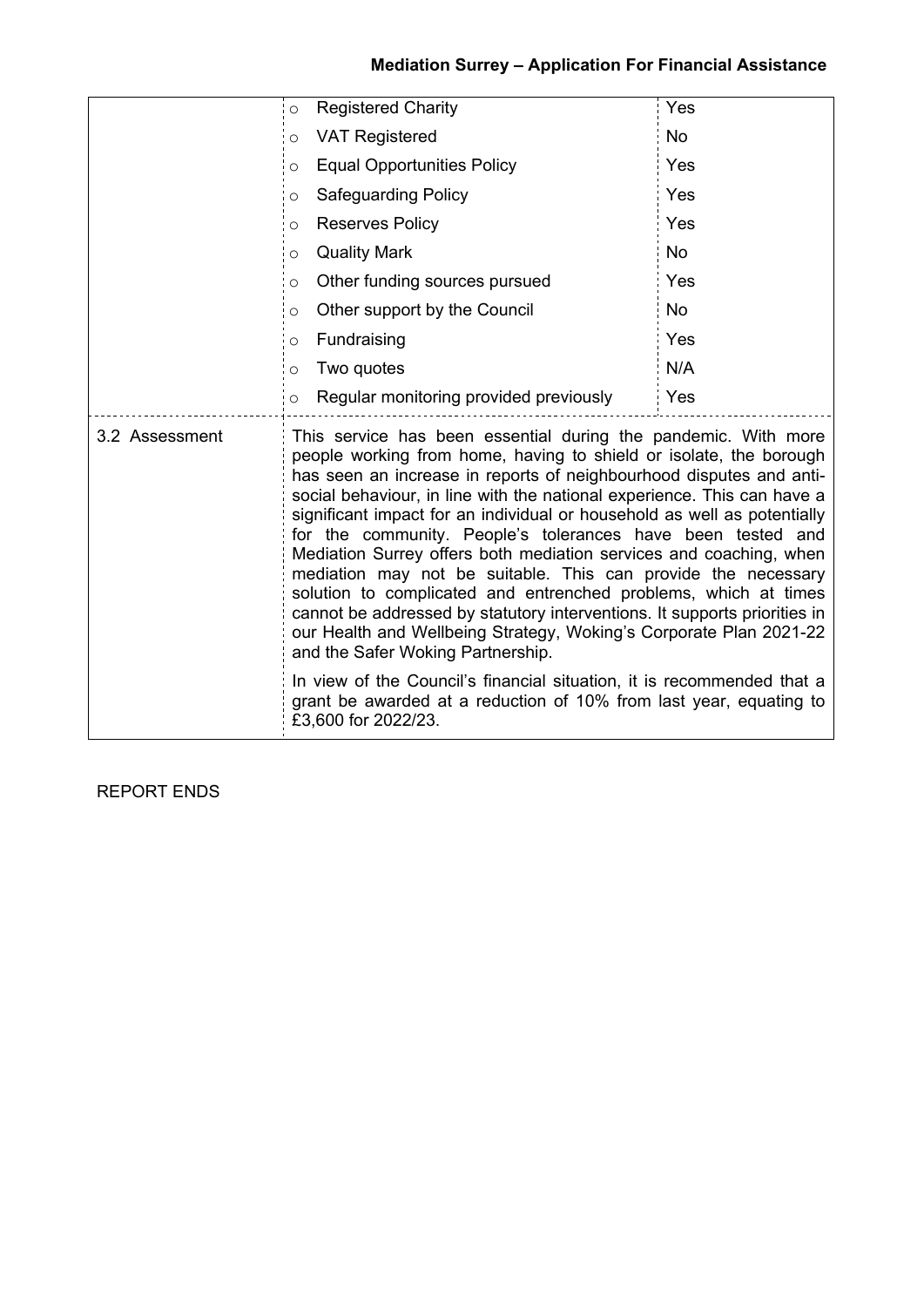| | | |
|---|---|---|
| | ○ Registered Charity | Yes |
| | ○ VAT Registered | No |
| | ○ Equal Opportunities Policy | Yes |
| | ○ Safeguarding Policy | Yes |
| | ○ Reserves Policy | Yes |
| | ○ Quality Mark | No |
| | ○ Other funding sources pursued | Yes |
| | ○ Other support by the Council | No |
| | ○ Fundraising | Yes |
| | ○ Two quotes | N/A |
| | ○ Regular monitoring provided previously | Yes |
| 3.2 Assessment | This service has been essential during the pandemic. With more people working from home, having to shield or isolate, the borough has seen an increase in reports of neighbourhood disputes and anti-social behaviour, in line with the national experience. This can have a significant impact for an individual or household as well as potentially for the community. People's tolerances have been tested and Mediation Surrey offers both mediation services and coaching, when mediation may not be suitable. This can provide the necessary solution to complicated and entrenched problems, which at times cannot be addressed by statutory interventions. It supports priorities in our Health and Wellbeing Strategy, Woking's Corporate Plan 2021-22 and the Safer Woking Partnership.<br><br>In view of the Council's financial situation, it is recommended that a grant be awarded at a reduction of 10% from last year, equating to £3,600 for 2022/23. | |

REPORT ENDS